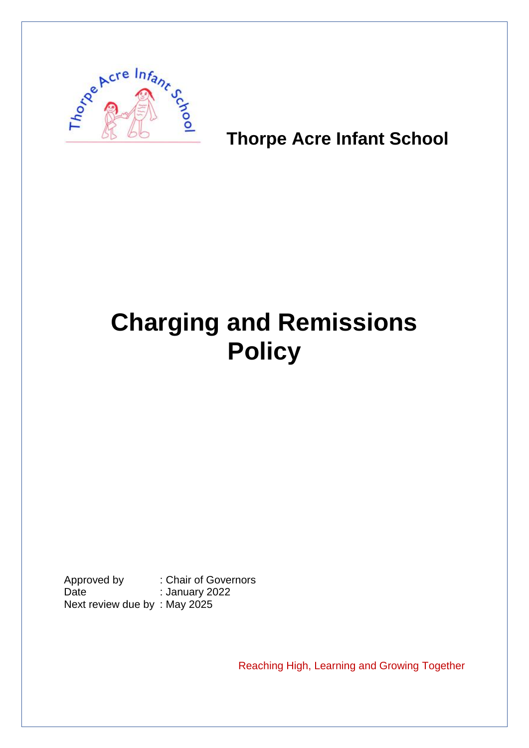**Thorpe Acre Infant School**

# Charging and Remissions Policy

Approved by : Chair of Governors
Date : January 2022
Next review due by : May 2025

Reaching High, Learning and Growing Together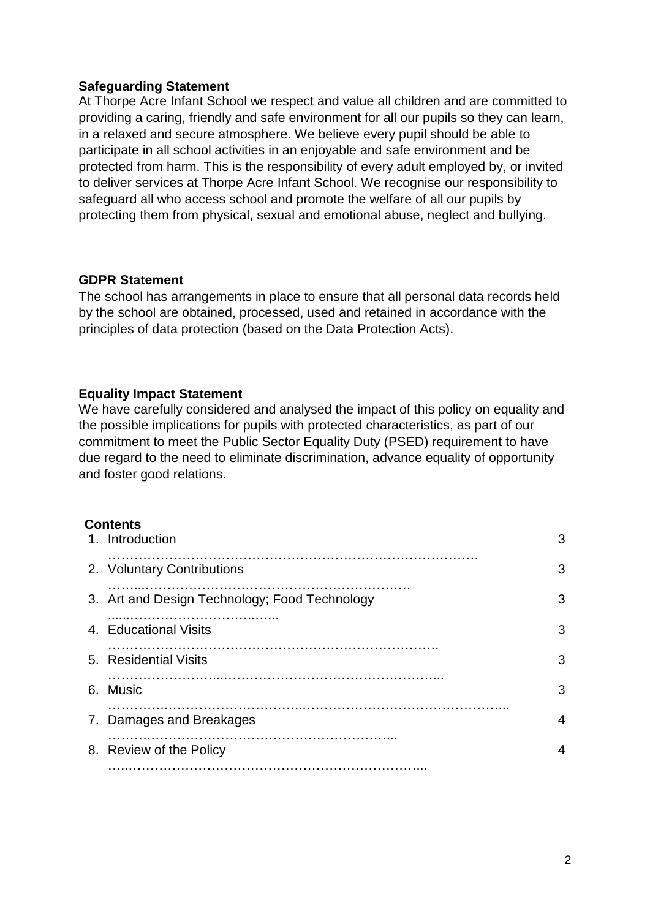**Safeguarding Statement**

At Thorpe Acre Infant School we respect and value all children and are committed to providing a caring, friendly and safe environment for all our pupils so they can learn, in a relaxed and secure atmosphere. We believe every pupil should be able to participate in all school activities in an enjoyable and safe environment and be protected from harm. This is the responsibility of every adult employed by, or invited to deliver services at Thorpe Acre Infant School. We recognise our responsibility to safeguard all who access school and promote the welfare of all our pupils by protecting them from physical, sexual and emotional abuse, neglect and bullying.

**GDPR Statement**

The school has arrangements in place to ensure that all personal data records held by the school are obtained, processed, used and retained in accordance with the principles of data protection (based on the Data Protection Acts).

**Equality Impact Statement**

We have carefully considered and analysed the impact of this policy on equality and the possible implications for pupils with protected characteristics, as part of our commitment to meet the Public Sector Equality Duty (PSED) requirement to have due regard to the need to eliminate discrimination, advance equality of opportunity and foster good relations.

**Contents**

| | |
|---|---|
| 1. Introduction | 3 |
| 2. Voluntary Contributions | 3 |
| 3. Art and Design Technology; Food Technology | 3 |
| 4. Educational Visits | 3 |
| 5. Residential Visits | 3 |
| 6. Music | 3 |
| 7. Damages and Breakages | 4 |
| 8. Review of the Policy | 4 |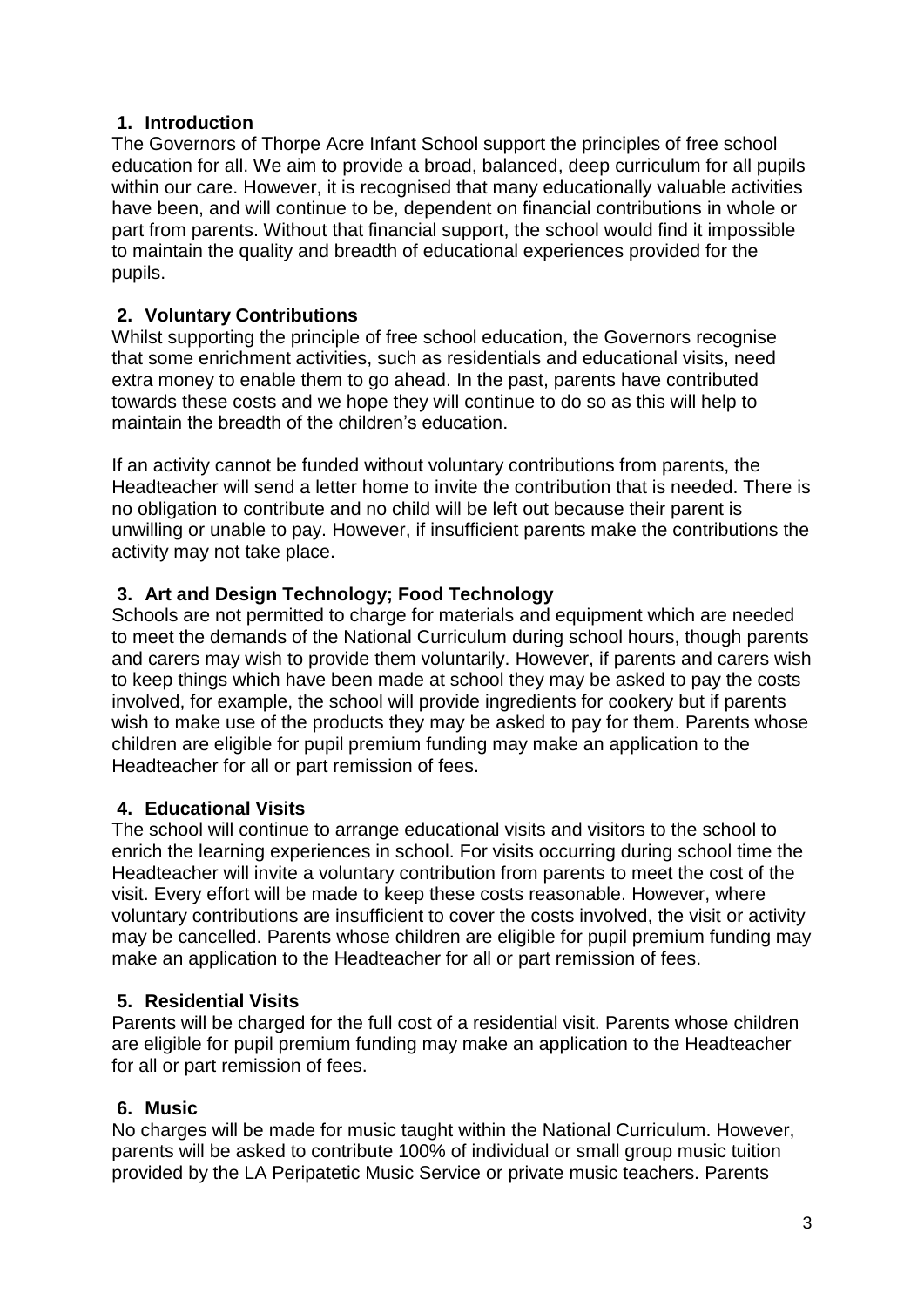## 1. Introduction

The Governors of Thorpe Acre Infant School support the principles of free school education for all. We aim to provide a broad, balanced, deep curriculum for all pupils within our care. However, it is recognised that many educationally valuable activities have been, and will continue to be, dependent on financial contributions in whole or part from parents. Without that financial support, the school would find it impossible to maintain the quality and breadth of educational experiences provided for the pupils.

## 2. Voluntary Contributions

Whilst supporting the principle of free school education, the Governors recognise that some enrichment activities, such as residentials and educational visits, need extra money to enable them to go ahead. In the past, parents have contributed towards these costs and we hope they will continue to do so as this will help to maintain the breadth of the children's education.

If an activity cannot be funded without voluntary contributions from parents, the Headteacher will send a letter home to invite the contribution that is needed. There is no obligation to contribute and no child will be left out because their parent is unwilling or unable to pay. However, if insufficient parents make the contributions the activity may not take place.

## 3. Art and Design Technology; Food Technology

Schools are not permitted to charge for materials and equipment which are needed to meet the demands of the National Curriculum during school hours, though parents and carers may wish to provide them voluntarily. However, if parents and carers wish to keep things which have been made at school they may be asked to pay the costs involved, for example, the school will provide ingredients for cookery but if parents wish to make use of the products they may be asked to pay for them. Parents whose children are eligible for pupil premium funding may make an application to the Headteacher for all or part remission of fees.

## 4. Educational Visits

The school will continue to arrange educational visits and visitors to the school to enrich the learning experiences in school. For visits occurring during school time the Headteacher will invite a voluntary contribution from parents to meet the cost of the visit. Every effort will be made to keep these costs reasonable. However, where voluntary contributions are insufficient to cover the costs involved, the visit or activity may be cancelled. Parents whose children are eligible for pupil premium funding may make an application to the Headteacher for all or part remission of fees.

## 5. Residential Visits

Parents will be charged for the full cost of a residential visit. Parents whose children are eligible for pupil premium funding may make an application to the Headteacher for all or part remission of fees.

## 6. Music

No charges will be made for music taught within the National Curriculum. However, parents will be asked to contribute 100% of individual or small group music tuition provided by the LA Peripatetic Music Service or private music teachers. Parents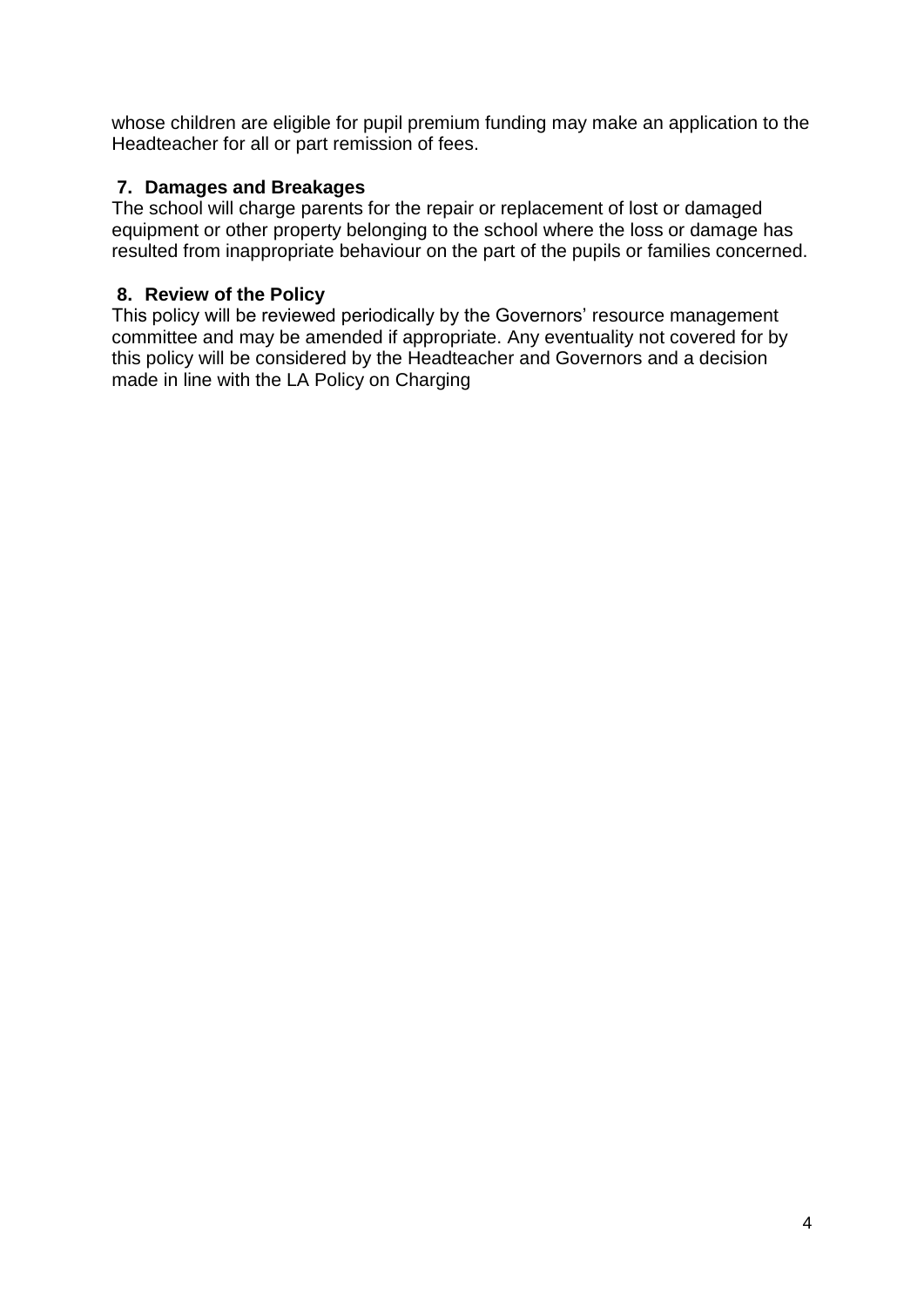whose children are eligible for pupil premium funding may make an application to the Headteacher for all or part remission of fees.

## 7. Damages and Breakages

The school will charge parents for the repair or replacement of lost or damaged equipment or other property belonging to the school where the loss or damage has resulted from inappropriate behaviour on the part of the pupils or families concerned.

## 8. Review of the Policy

This policy will be reviewed periodically by the Governors' resource management committee and may be amended if appropriate. Any eventuality not covered for by this policy will be considered by the Headteacher and Governors and a decision made in line with the LA Policy on Charging